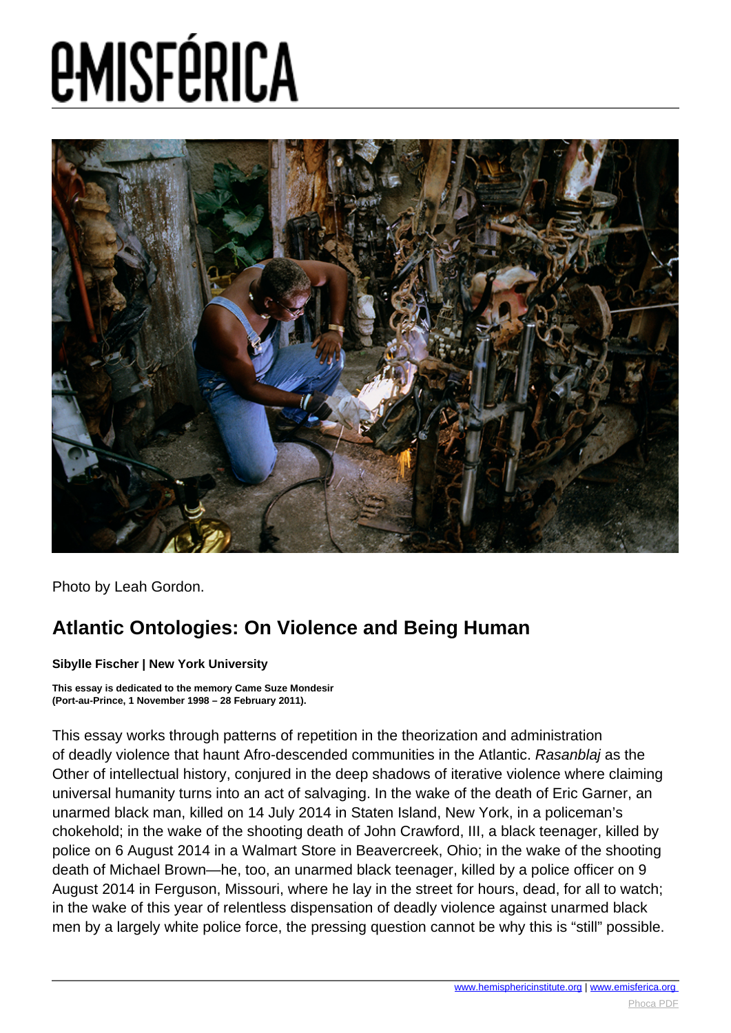Photo by Leah Gordon.

## Atlantic Ontologies: On Violence and Being Human

**Sibylle Fischer | New York University**

**This essay is dedicated to the memory Came Suze Mondesir (Port-au-Prince, 1 November 1998 – 28 February 2011).**

This essay works through patterns of repetition in the theorization and administration of deadly violence that haunt Afro-descended communities in the Atlantic. *Rasanblaj* as the Other of intellectual history, conjured in the deep shadows of iterative violence where claiming universal humanity turns into an act of salvaging. In the wake of the death of Eric Garner, an unarmed black man, killed on 14 July 2014 in Staten Island, New York, in a policeman's chokehold; in the wake of the shooting death of John Crawford, III, a black teenager, killed by police on 6 August 2014 in a Walmart Store in Beavercreek, Ohio; in the wake of the shooting death of Michael Brown—he, too, an unarmed black teenager, killed by a police officer on 9 August 2014 in Ferguson, Missouri, where he lay in the street for hours, dead, for all to watch; in the wake of this year of relentless dispensation of deadly violence against unarmed black men by a largely white police force, the pressing question cannot be why this is "still" possible.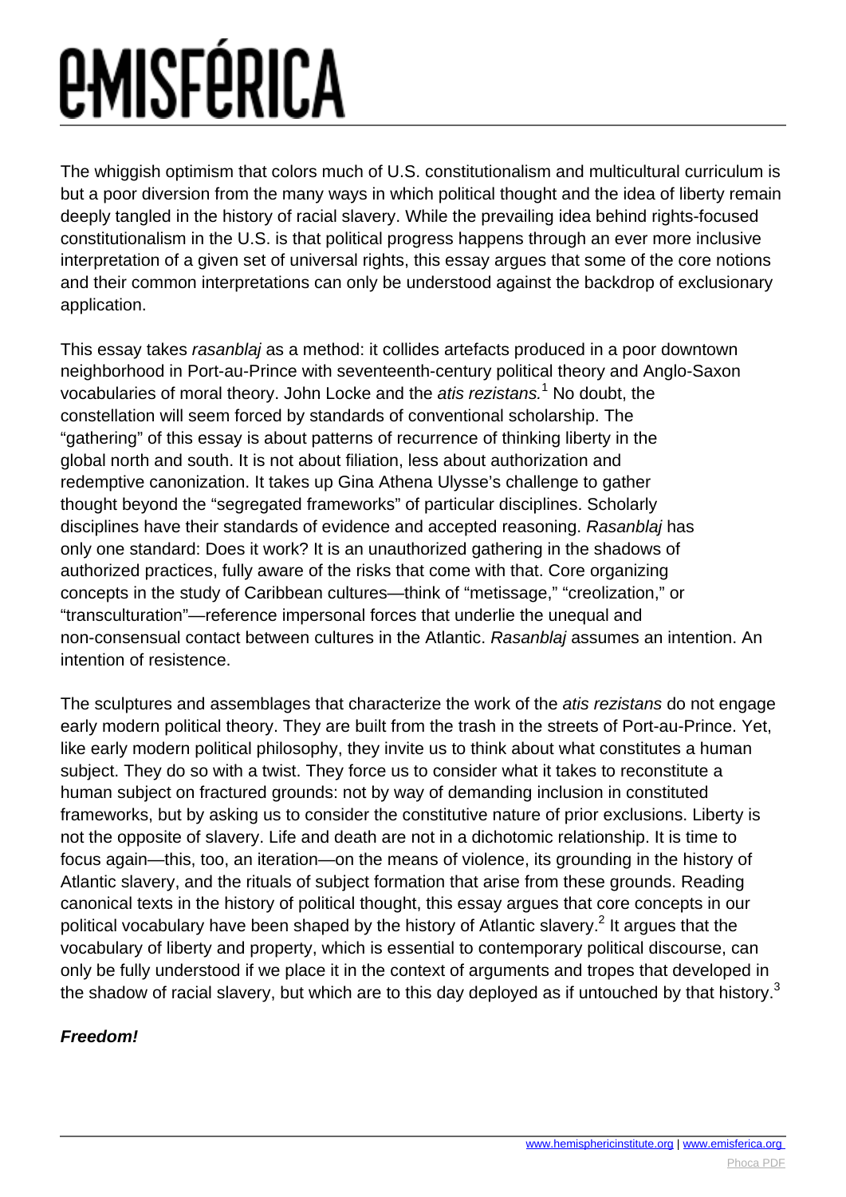The whiggish optimism that colors much of U.S. constitutionalism and multicultural curriculum is but a poor diversion from the many ways in which political thought and the idea of liberty remain deeply tangled in the history of racial slavery. While the prevailing idea behind rights-focused constitutionalism in the U.S. is that political progress happens through an ever more inclusive interpretation of a given set of universal rights, this essay argues that some of the core notions and their common interpretations can only be understood against the backdrop of exclusionary application.

This essay takes *rasanblaj* as a method: it collides artefacts produced in a poor downtown neighborhood in Port-au-Prince with seventeenth-century political theory and Anglo-Saxon vocabularies of moral theory. John Locke and the *atis rezistans.*[1] No doubt, the constellation will seem forced by standards of conventional scholarship. The "gathering" of this essay is about patterns of recurrence of thinking liberty in the global north and south. It is not about filiation, less about authorization and redemptive canonization. It takes up Gina Athena Ulysse's challenge to gather thought beyond the "segregated frameworks" of particular disciplines. Scholarly disciplines have their standards of evidence and accepted reasoning. *Rasanblaj* has only one standard: Does it work? It is an unauthorized gathering in the shadows of authorized practices, fully aware of the risks that come with that. Core organizing concepts in the study of Caribbean cultures—think of "metissage," "creolization," or "transculturation"—reference impersonal forces that underlie the unequal and non-consensual contact between cultures in the Atlantic. *Rasanblaj* assumes an intention. An intention of resistence.

The sculptures and assemblages that characterize the work of the *atis rezistans* do not engage early modern political theory. They are built from the trash in the streets of Port-au-Prince. Yet, like early modern political philosophy, they invite us to think about what constitutes a human subject. They do so with a twist. They force us to consider what it takes to reconstitute a human subject on fractured grounds: not by way of demanding inclusion in constituted frameworks, but by asking us to consider the constitutive nature of prior exclusions. Liberty is not the opposite of slavery. Life and death are not in a dichotomic relationship. It is time to focus again—this, too, an iteration—on the means of violence, its grounding in the history of Atlantic slavery, and the rituals of subject formation that arise from these grounds. Reading canonical texts in the history of political thought, this essay argues that core concepts in our political vocabulary have been shaped by the history of Atlantic slavery.[2] It argues that the vocabulary of liberty and property, which is essential to contemporary political discourse, can only be fully understood if we place it in the context of arguments and tropes that developed in the shadow of racial slavery, but which are to this day deployed as if untouched by that history.[3]

***Freedom!***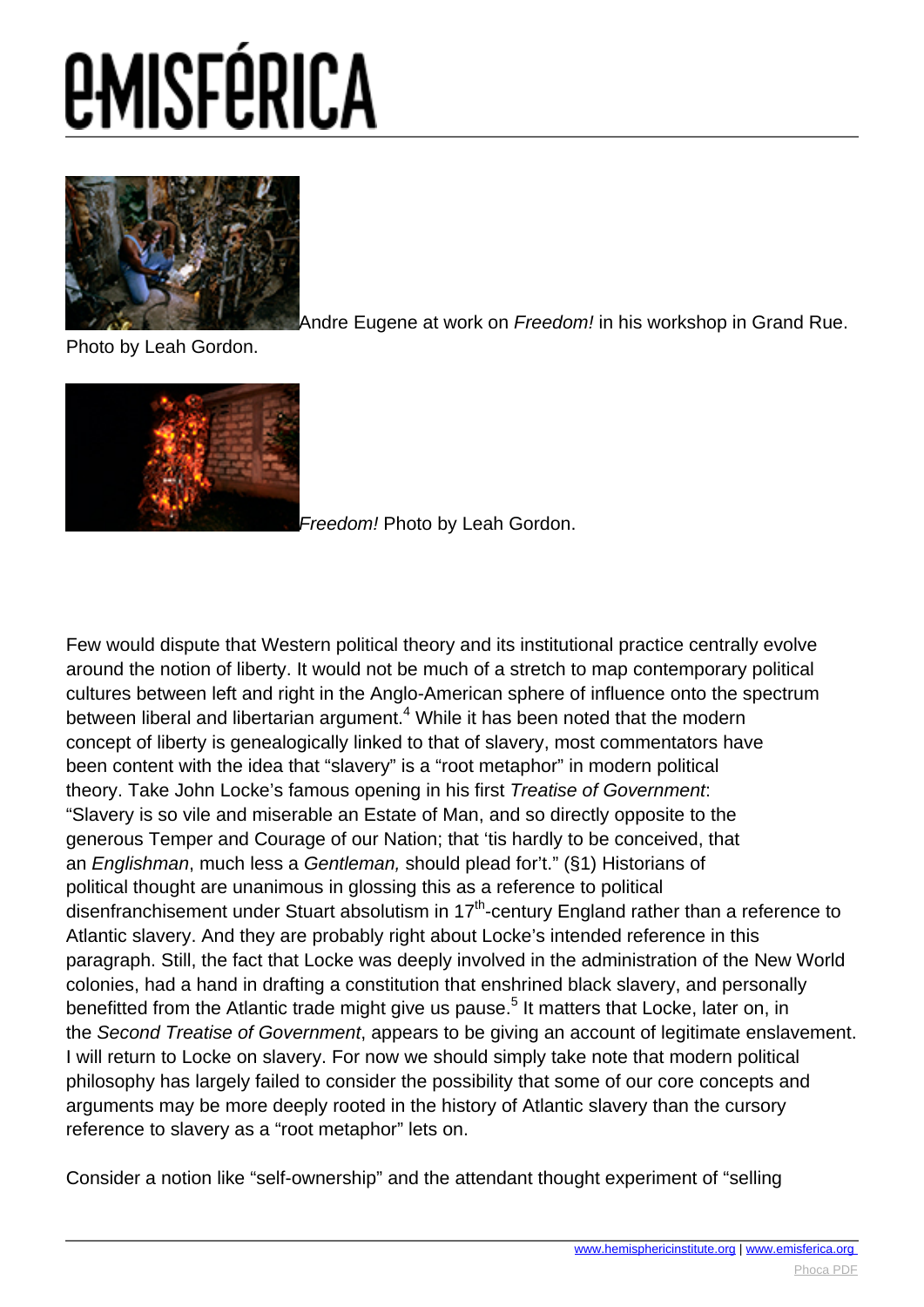Andre Eugene at work on *Freedom!* in his workshop in Grand Rue. Photo by Leah Gordon.

*Freedom!* Photo by Leah Gordon.

Few would dispute that Western political theory and its institutional practice centrally evolve around the notion of liberty. It would not be much of a stretch to map contemporary political cultures between left and right in the Anglo-American sphere of influence onto the spectrum between liberal and libertarian argument.[4] While it has been noted that the modern concept of liberty is genealogically linked to that of slavery, most commentators have been content with the idea that "slavery" is a "root metaphor" in modern political theory. Take John Locke's famous opening in his first *Treatise of Government*: "Slavery is so vile and miserable an Estate of Man, and so directly opposite to the generous Temper and Courage of our Nation; that 'tis hardly to be conceived, that an *Englishman*, much less a *Gentleman,* should plead for't." (§1) Historians of political thought are unanimous in glossing this as a reference to political disenfranchisement under Stuart absolutism in 17th-century England rather than a reference to Atlantic slavery. And they are probably right about Locke's intended reference in this paragraph. Still, the fact that Locke was deeply involved in the administration of the New World colonies, had a hand in drafting a constitution that enshrined black slavery, and personally benefitted from the Atlantic trade might give us pause.[5] It matters that Locke, later on, in the *Second Treatise of Government*, appears to be giving an account of legitimate enslavement. I will return to Locke on slavery. For now we should simply take note that modern political philosophy has largely failed to consider the possibility that some of our core concepts and arguments may be more deeply rooted in the history of Atlantic slavery than the cursory reference to slavery as a "root metaphor" lets on.

Consider a notion like "self-ownership" and the attendant thought experiment of "selling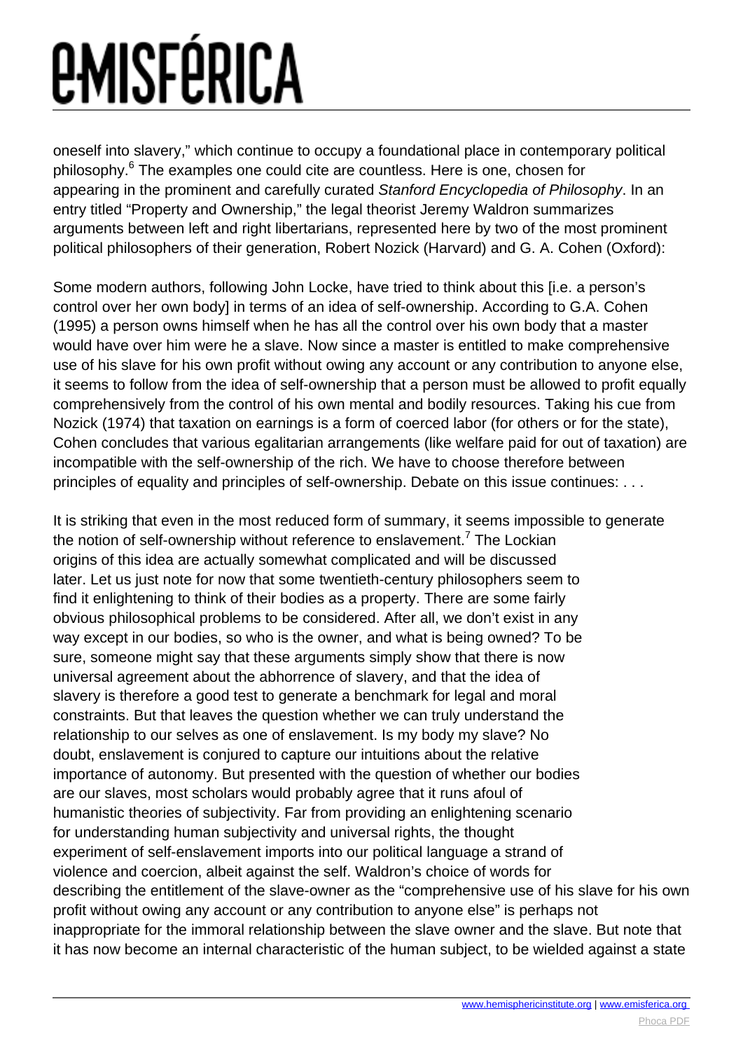oneself into slavery," which continue to occupy a foundational place in contemporary political philosophy.[6] The examples one could cite are countless. Here is one, chosen for appearing in the prominent and carefully curated *Stanford Encyclopedia of Philosophy*. In an entry titled "Property and Ownership," the legal theorist Jeremy Waldron summarizes arguments between left and right libertarians, represented here by two of the most prominent political philosophers of their generation, Robert Nozick (Harvard) and G. A. Cohen (Oxford):

Some modern authors, following John Locke, have tried to think about this [i.e. a person's control over her own body] in terms of an idea of self-ownership. According to G.A. Cohen (1995) a person owns himself when he has all the control over his own body that a master would have over him were he a slave. Now since a master is entitled to make comprehensive use of his slave for his own profit without owing any account or any contribution to anyone else, it seems to follow from the idea of self-ownership that a person must be allowed to profit equally comprehensively from the control of his own mental and bodily resources. Taking his cue from Nozick (1974) that taxation on earnings is a form of coerced labor (for others or for the state), Cohen concludes that various egalitarian arrangements (like welfare paid for out of taxation) are incompatible with the self-ownership of the rich. We have to choose therefore between principles of equality and principles of self-ownership. Debate on this issue continues: . . .

It is striking that even in the most reduced form of summary, it seems impossible to generate the notion of self-ownership without reference to enslavement.[7] The Lockian origins of this idea are actually somewhat complicated and will be discussed later. Let us just note for now that some twentieth-century philosophers seem to find it enlightening to think of their bodies as a property. There are some fairly obvious philosophical problems to be considered. After all, we don't exist in any way except in our bodies, so who is the owner, and what is being owned? To be sure, someone might say that these arguments simply show that there is now universal agreement about the abhorrence of slavery, and that the idea of slavery is therefore a good test to generate a benchmark for legal and moral constraints. But that leaves the question whether we can truly understand the relationship to our selves as one of enslavement. Is my body my slave? No doubt, enslavement is conjured to capture our intuitions about the relative importance of autonomy. But presented with the question of whether our bodies are our slaves, most scholars would probably agree that it runs afoul of humanistic theories of subjectivity. Far from providing an enlightening scenario for understanding human subjectivity and universal rights, the thought experiment of self-enslavement imports into our political language a strand of violence and coercion, albeit against the self. Waldron's choice of words for describing the entitlement of the slave-owner as the "comprehensive use of his slave for his own profit without owing any account or any contribution to anyone else" is perhaps not inappropriate for the immoral relationship between the slave owner and the slave. But note that it has now become an internal characteristic of the human subject, to be wielded against a state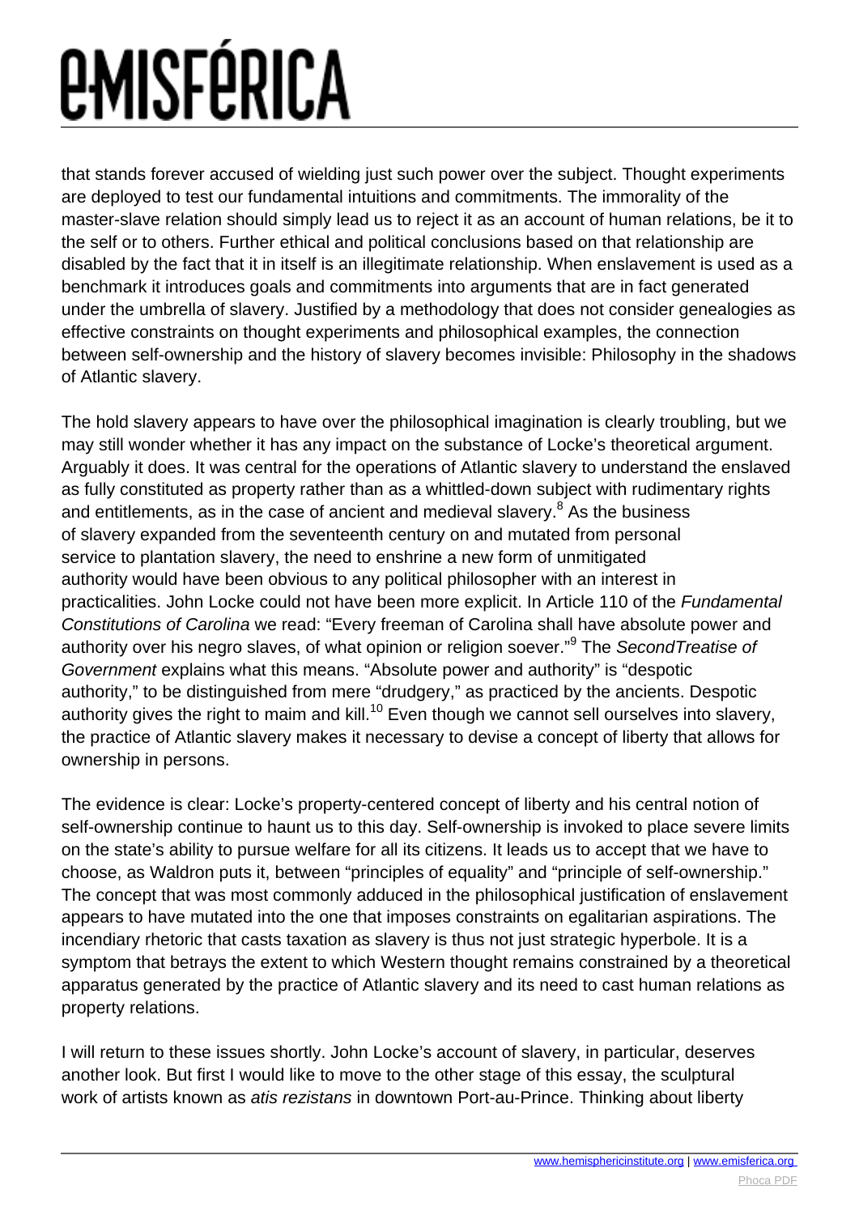that stands forever accused of wielding just such power over the subject. Thought experiments are deployed to test our fundamental intuitions and commitments. The immorality of the master-slave relation should simply lead us to reject it as an account of human relations, be it to the self or to others. Further ethical and political conclusions based on that relationship are disabled by the fact that it in itself is an illegitimate relationship. When enslavement is used as a benchmark it introduces goals and commitments into arguments that are in fact generated under the umbrella of slavery. Justified by a methodology that does not consider genealogies as effective constraints on thought experiments and philosophical examples, the connection between self-ownership and the history of slavery becomes invisible: Philosophy in the shadows of Atlantic slavery.

The hold slavery appears to have over the philosophical imagination is clearly troubling, but we may still wonder whether it has any impact on the substance of Locke's theoretical argument. Arguably it does. It was central for the operations of Atlantic slavery to understand the enslaved as fully constituted as property rather than as a whittled-down subject with rudimentary rights and entitlements, as in the case of ancient and medieval slavery.[8] As the business of slavery expanded from the seventeenth century on and mutated from personal service to plantation slavery, the need to enshrine a new form of unmitigated authority would have been obvious to any political philosopher with an interest in practicalities. John Locke could not have been more explicit. In Article 110 of the *Fundamental Constitutions of Carolina* we read: "Every freeman of Carolina shall have absolute power and authority over his negro slaves, of what opinion or religion soever."[9] The *SecondTreatise of Government* explains what this means. "Absolute power and authority" is "despotic authority," to be distinguished from mere "drudgery," as practiced by the ancients. Despotic authority gives the right to maim and kill.[10] Even though we cannot sell ourselves into slavery, the practice of Atlantic slavery makes it necessary to devise a concept of liberty that allows for ownership in persons.

The evidence is clear: Locke's property-centered concept of liberty and his central notion of self-ownership continue to haunt us to this day. Self-ownership is invoked to place severe limits on the state's ability to pursue welfare for all its citizens. It leads us to accept that we have to choose, as Waldron puts it, between "principles of equality" and "principle of self-ownership." The concept that was most commonly adduced in the philosophical justification of enslavement appears to have mutated into the one that imposes constraints on egalitarian aspirations. The incendiary rhetoric that casts taxation as slavery is thus not just strategic hyperbole. It is a symptom that betrays the extent to which Western thought remains constrained by a theoretical apparatus generated by the practice of Atlantic slavery and its need to cast human relations as property relations.

I will return to these issues shortly. John Locke's account of slavery, in particular, deserves another look. But first I would like to move to the other stage of this essay, the sculptural work of artists known as *atis rezistans* in downtown Port-au-Prince. Thinking about liberty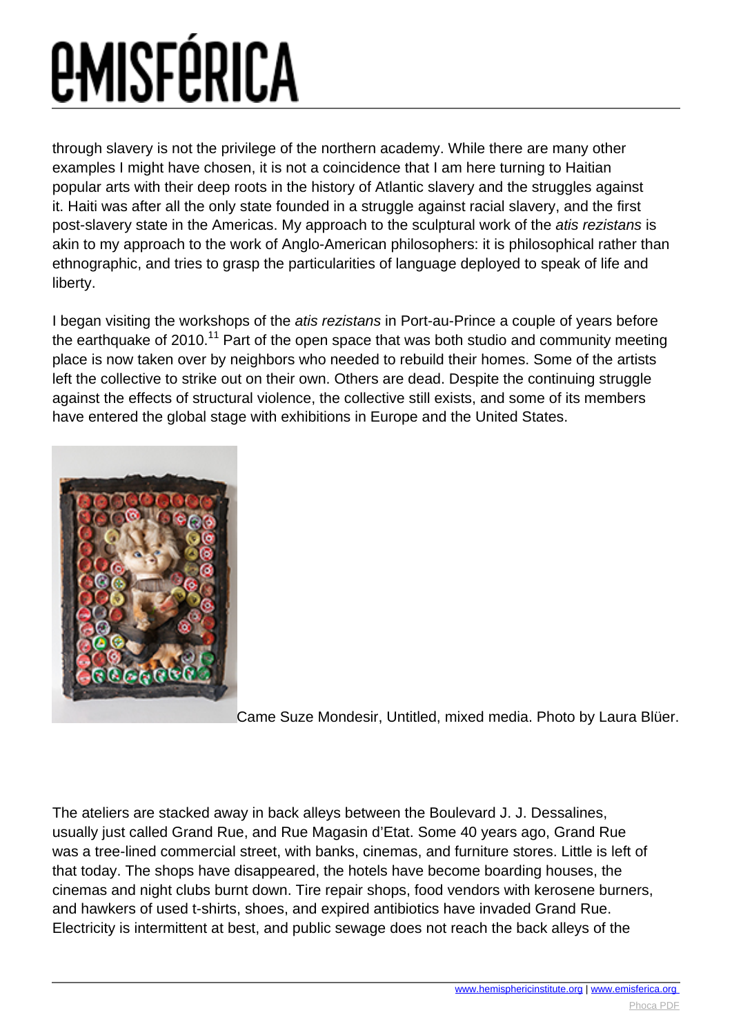through slavery is not the privilege of the northern academy. While there are many other examples I might have chosen, it is not a coincidence that I am here turning to Haitian popular arts with their deep roots in the history of Atlantic slavery and the struggles against it. Haiti was after all the only state founded in a struggle against racial slavery, and the first post-slavery state in the Americas. My approach to the sculptural work of the *atis rezistans* is akin to my approach to the work of Anglo-American philosophers: it is philosophical rather than ethnographic, and tries to grasp the particularities of language deployed to speak of life and liberty.

I began visiting the workshops of the *atis rezistans* in Port-au-Prince a couple of years before the earthquake of 2010.[11] Part of the open space that was both studio and community meeting place is now taken over by neighbors who needed to rebuild their homes. Some of the artists left the collective to strike out on their own. Others are dead. Despite the continuing struggle against the effects of structural violence, the collective still exists, and some of its members have entered the global stage with exhibitions in Europe and the United States.

Came Suze Mondesir, Untitled, mixed media. Photo by Laura Blüer.

The ateliers are stacked away in back alleys between the Boulevard J. J. Dessalines, usually just called Grand Rue, and Rue Magasin d'Etat. Some 40 years ago, Grand Rue was a tree-lined commercial street, with banks, cinemas, and furniture stores. Little is left of that today. The shops have disappeared, the hotels have become boarding houses, the cinemas and night clubs burnt down. Tire repair shops, food vendors with kerosene burners, and hawkers of used t-shirts, shoes, and expired antibiotics have invaded Grand Rue. Electricity is intermittent at best, and public sewage does not reach the back alleys of the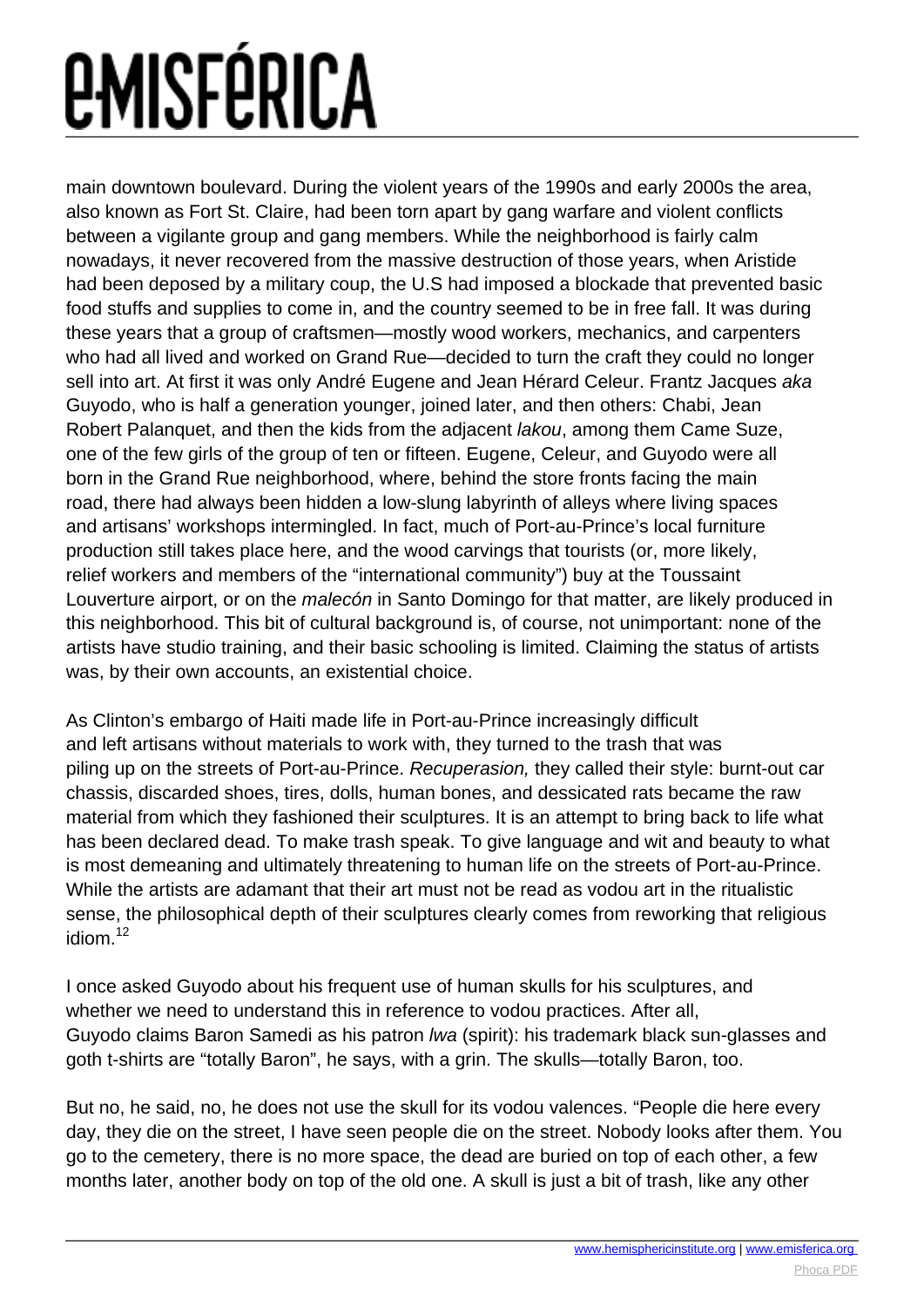main downtown boulevard. During the violent years of the 1990s and early 2000s the area, also known as Fort St. Claire, had been torn apart by gang warfare and violent conflicts between a vigilante group and gang members. While the neighborhood is fairly calm nowadays, it never recovered from the massive destruction of those years, when Aristide had been deposed by a military coup, the U.S had imposed a blockade that prevented basic food stuffs and supplies to come in, and the country seemed to be in free fall. It was during these years that a group of craftsmen—mostly wood workers, mechanics, and carpenters who had all lived and worked on Grand Rue—decided to turn the craft they could no longer sell into art. At first it was only André Eugene and Jean Hérard Celeur. Frantz Jacques *aka* Guyodo, who is half a generation younger, joined later, and then others: Chabi, Jean Robert Palanquet, and then the kids from the adjacent *lakou*, among them Came Suze, one of the few girls of the group of ten or fifteen. Eugene, Celeur, and Guyodo were all born in the Grand Rue neighborhood, where, behind the store fronts facing the main road, there had always been hidden a low-slung labyrinth of alleys where living spaces and artisans' workshops intermingled. In fact, much of Port-au-Prince's local furniture production still takes place here, and the wood carvings that tourists (or, more likely, relief workers and members of the "international community") buy at the Toussaint Louverture airport, or on the *malecón* in Santo Domingo for that matter, are likely produced in this neighborhood. This bit of cultural background is, of course, not unimportant: none of the artists have studio training, and their basic schooling is limited. Claiming the status of artists was, by their own accounts, an existential choice.

As Clinton's embargo of Haiti made life in Port-au-Prince increasingly difficult and left artisans without materials to work with, they turned to the trash that was piling up on the streets of Port-au-Prince. *Recuperasion,* they called their style: burnt-out car chassis, discarded shoes, tires, dolls, human bones, and dessicated rats became the raw material from which they fashioned their sculptures. It is an attempt to bring back to life what has been declared dead. To make trash speak. To give language and wit and beauty to what is most demeaning and ultimately threatening to human life on the streets of Port-au-Prince. While the artists are adamant that their art must not be read as vodou art in the ritualistic sense, the philosophical depth of their sculptures clearly comes from reworking that religious idiom.[12]

I once asked Guyodo about his frequent use of human skulls for his sculptures, and whether we need to understand this in reference to vodou practices. After all, Guyodo claims Baron Samedi as his patron *lwa* (spirit): his trademark black sun-glasses and goth t-shirts are "totally Baron", he says, with a grin. The skulls—totally Baron, too.

But no, he said, no, he does not use the skull for its vodou valences. "People die here every day, they die on the street, I have seen people die on the street. Nobody looks after them. You go to the cemetery, there is no more space, the dead are buried on top of each other, a few months later, another body on top of the old one. A skull is just a bit of trash, like any other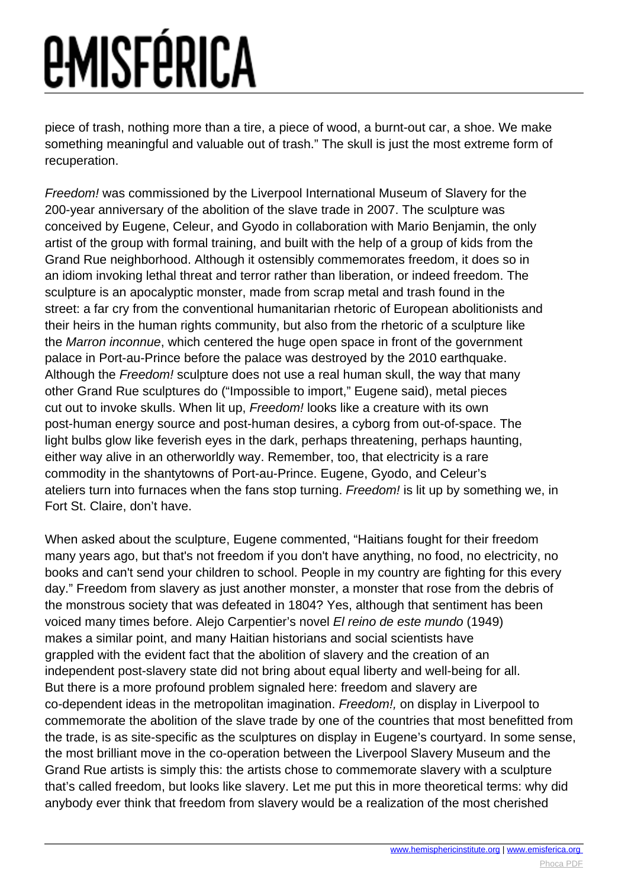piece of trash, nothing more than a tire, a piece of wood, a burnt-out car, a shoe. We make something meaningful and valuable out of trash." The skull is just the most extreme form of recuperation.

*Freedom!* was commissioned by the Liverpool International Museum of Slavery for the 200-year anniversary of the abolition of the slave trade in 2007. The sculpture was conceived by Eugene, Celeur, and Gyodo in collaboration with Mario Benjamin, the only artist of the group with formal training, and built with the help of a group of kids from the Grand Rue neighborhood. Although it ostensibly commemorates freedom, it does so in an idiom invoking lethal threat and terror rather than liberation, or indeed freedom. The sculpture is an apocalyptic monster, made from scrap metal and trash found in the street: a far cry from the conventional humanitarian rhetoric of European abolitionists and their heirs in the human rights community, but also from the rhetoric of a sculpture like the *Marron inconnue*, which centered the huge open space in front of the government palace in Port-au-Prince before the palace was destroyed by the 2010 earthquake. Although the *Freedom!* sculpture does not use a real human skull, the way that many other Grand Rue sculptures do ("Impossible to import," Eugene said), metal pieces cut out to invoke skulls. When lit up, *Freedom!* looks like a creature with its own post-human energy source and post-human desires, a cyborg from out-of-space. The light bulbs glow like feverish eyes in the dark, perhaps threatening, perhaps haunting, either way alive in an otherworldly way. Remember, too, that electricity is a rare commodity in the shantytowns of Port-au-Prince. Eugene, Gyodo, and Celeur's ateliers turn into furnaces when the fans stop turning. *Freedom!* is lit up by something we, in Fort St. Claire, don't have.

When asked about the sculpture, Eugene commented, "Haitians fought for their freedom many years ago, but that's not freedom if you don't have anything, no food, no electricity, no books and can't send your children to school. People in my country are fighting for this every day." Freedom from slavery as just another monster, a monster that rose from the debris of the monstrous society that was defeated in 1804? Yes, although that sentiment has been voiced many times before. Alejo Carpentier's novel *El reino de este mundo* (1949) makes a similar point, and many Haitian historians and social scientists have grappled with the evident fact that the abolition of slavery and the creation of an independent post-slavery state did not bring about equal liberty and well-being for all. But there is a more profound problem signaled here: freedom and slavery are co-dependent ideas in the metropolitan imagination. *Freedom!,* on display in Liverpool to commemorate the abolition of the slave trade by one of the countries that most benefitted from the trade, is as site-specific as the sculptures on display in Eugene's courtyard. In some sense, the most brilliant move in the co-operation between the Liverpool Slavery Museum and the Grand Rue artists is simply this: the artists chose to commemorate slavery with a sculpture that's called freedom, but looks like slavery. Let me put this in more theoretical terms: why did anybody ever think that freedom from slavery would be a realization of the most cherished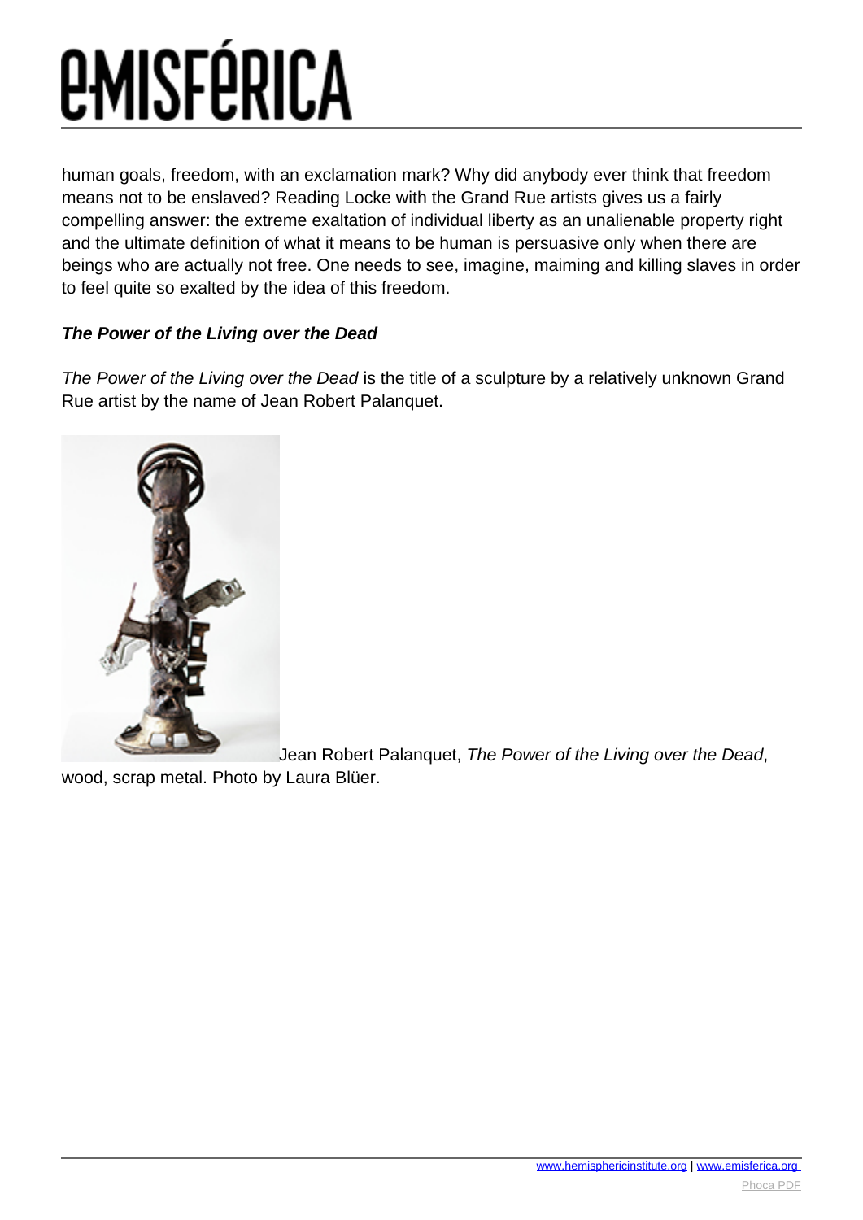human goals, freedom, with an exclamation mark? Why did anybody ever think that freedom means not to be enslaved? Reading Locke with the Grand Rue artists gives us a fairly compelling answer: the extreme exaltation of individual liberty as an unalienable property right and the ultimate definition of what it means to be human is persuasive only when there are beings who are actually not free. One needs to see, imagine, maiming and killing slaves in order to feel quite so exalted by the idea of this freedom.

### ***The Power of the Living over the Dead***

*The Power of the Living over the Dead* is the title of a sculpture by a relatively unknown Grand Rue artist by the name of Jean Robert Palanquet.

Jean Robert Palanquet, *The Power of the Living over the Dead*, wood, scrap metal. Photo by Laura Blüer.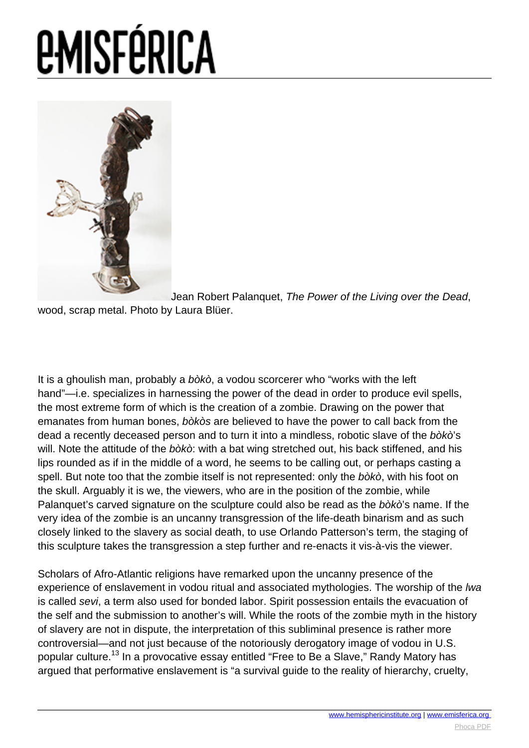Jean Robert Palanquet, *The Power of the Living over the Dead*, wood, scrap metal. Photo by Laura Blüer.

It is a ghoulish man, probably a *bòkò*, a vodou scorcerer who "works with the left hand"—i.e. specializes in harnessing the power of the dead in order to produce evil spells, the most extreme form of which is the creation of a zombie. Drawing on the power that emanates from human bones, *bòkòs* are believed to have the power to call back from the dead a recently deceased person and to turn it into a mindless, robotic slave of the *bòkò*'s will. Note the attitude of the *bòkò*: with a bat wing stretched out, his back stiffened, and his lips rounded as if in the middle of a word, he seems to be calling out, or perhaps casting a spell. But note too that the zombie itself is not represented: only the *bòkò*, with his foot on the skull. Arguably it is we, the viewers, who are in the position of the zombie, while Palanquet's carved signature on the sculpture could also be read as the *bòkò*'s name. If the very idea of the zombie is an uncanny transgression of the life-death binarism and as such closely linked to the slavery as social death, to use Orlando Patterson's term, the staging of this sculpture takes the transgression a step further and re-enacts it vis-à-vis the viewer.

Scholars of Afro-Atlantic religions have remarked upon the uncanny presence of the experience of enslavement in vodou ritual and associated mythologies. The worship of the *lwa* is called *sevi*, a term also used for bonded labor. Spirit possession entails the evacuation of the self and the submission to another's will. While the roots of the zombie myth in the history of slavery are not in dispute, the interpretation of this subliminal presence is rather more controversial—and not just because of the notoriously derogatory image of vodou in U.S. popular culture.[13] In a provocative essay entitled "Free to Be a Slave," Randy Matory has argued that performative enslavement is "a survival guide to the reality of hierarchy, cruelty,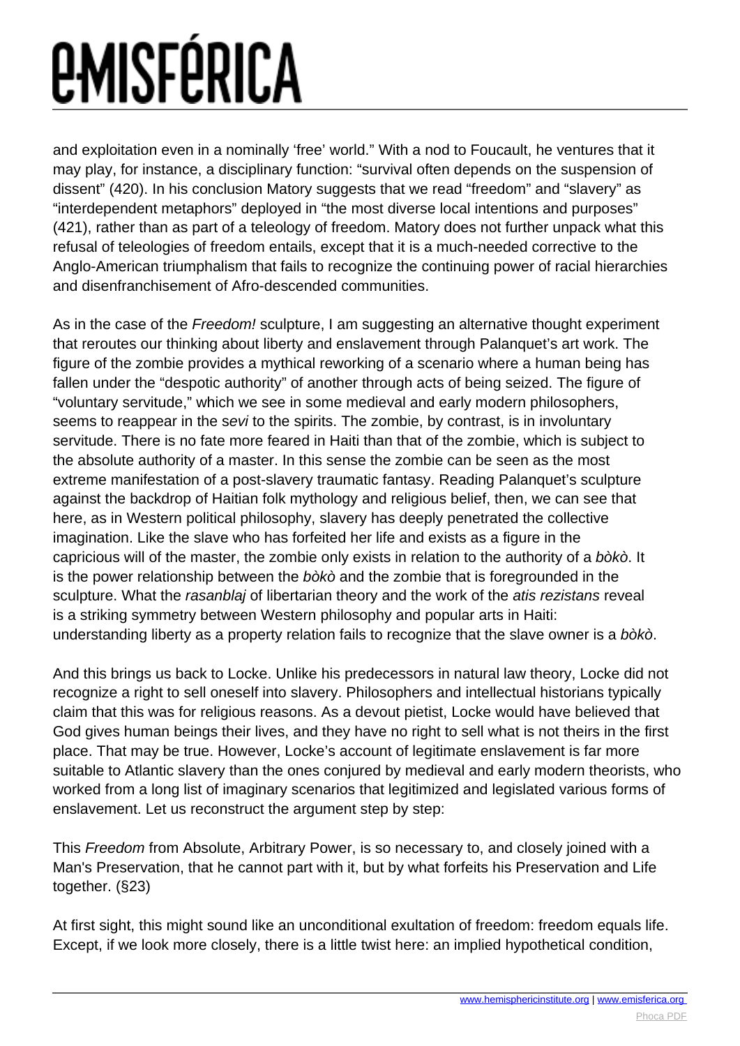and exploitation even in a nominally 'free' world." With a nod to Foucault, he ventures that it may play, for instance, a disciplinary function: "survival often depends on the suspension of dissent" (420). In his conclusion Matory suggests that we read "freedom" and "slavery" as "interdependent metaphors" deployed in "the most diverse local intentions and purposes" (421), rather than as part of a teleology of freedom. Matory does not further unpack what this refusal of teleologies of freedom entails, except that it is a much-needed corrective to the Anglo-American triumphalism that fails to recognize the continuing power of racial hierarchies and disenfranchisement of Afro-descended communities.

As in the case of the *Freedom!* sculpture, I am suggesting an alternative thought experiment that reroutes our thinking about liberty and enslavement through Palanquet's art work. The figure of the zombie provides a mythical reworking of a scenario where a human being has fallen under the "despotic authority" of another through acts of being seized. The figure of "voluntary servitude," which we see in some medieval and early modern philosophers, seems to reappear in the s*evi* to the spirits. The zombie, by contrast, is in involuntary servitude. There is no fate more feared in Haiti than that of the zombie, which is subject to the absolute authority of a master. In this sense the zombie can be seen as the most extreme manifestation of a post-slavery traumatic fantasy. Reading Palanquet's sculpture against the backdrop of Haitian folk mythology and religious belief, then, we can see that here, as in Western political philosophy, slavery has deeply penetrated the collective imagination. Like the slave who has forfeited her life and exists as a figure in the capricious will of the master, the zombie only exists in relation to the authority of a *bòkò*. It is the power relationship between the *bòkò* and the zombie that is foregrounded in the sculpture. What the *rasanblaj* of libertarian theory and the work of the *atis rezistans* reveal is a striking symmetry between Western philosophy and popular arts in Haiti: understanding liberty as a property relation fails to recognize that the slave owner is a *bòkò*.

And this brings us back to Locke. Unlike his predecessors in natural law theory, Locke did not recognize a right to sell oneself into slavery. Philosophers and intellectual historians typically claim that this was for religious reasons. As a devout pietist, Locke would have believed that God gives human beings their lives, and they have no right to sell what is not theirs in the first place. That may be true. However, Locke's account of legitimate enslavement is far more suitable to Atlantic slavery than the ones conjured by medieval and early modern theorists, who worked from a long list of imaginary scenarios that legitimized and legislated various forms of enslavement. Let us reconstruct the argument step by step:

This *Freedom* from Absolute, Arbitrary Power, is so necessary to, and closely joined with a Man's Preservation, that he cannot part with it, but by what forfeits his Preservation and Life together. (§23)

At first sight, this might sound like an unconditional exultation of freedom: freedom equals life. Except, if we look more closely, there is a little twist here: an implied hypothetical condition,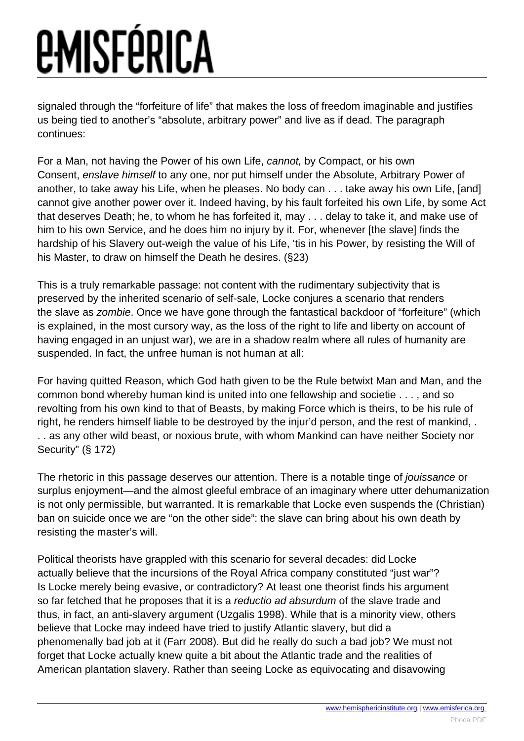signaled through the "forfeiture of life" that makes the loss of freedom imaginable and justifies us being tied to another's "absolute, arbitrary power" and live as if dead. The paragraph continues:

For a Man, not having the Power of his own Life, *cannot,* by Compact, or his own Consent, *enslave himself* to any one, nor put himself under the Absolute, Arbitrary Power of another, to take away his Life, when he pleases. No body can . . . take away his own Life, [and] cannot give another power over it. Indeed having, by his fault forfeited his own Life, by some Act that deserves Death; he, to whom he has forfeited it, may . . . delay to take it, and make use of him to his own Service, and he does him no injury by it. For, whenever [the slave] finds the hardship of his Slavery out-weigh the value of his Life, 'tis in his Power, by resisting the Will of his Master, to draw on himself the Death he desires. (§23)

This is a truly remarkable passage: not content with the rudimentary subjectivity that is preserved by the inherited scenario of self-sale, Locke conjures a scenario that renders the slave as *zombie*. Once we have gone through the fantastical backdoor of "forfeiture" (which is explained, in the most cursory way, as the loss of the right to life and liberty on account of having engaged in an unjust war), we are in a shadow realm where all rules of humanity are suspended. In fact, the unfree human is not human at all:

For having quitted Reason, which God hath given to be the Rule betwixt Man and Man, and the common bond whereby human kind is united into one fellowship and societie . . . , and so revolting from his own kind to that of Beasts, by making Force which is theirs, to be his rule of right, he renders himself liable to be destroyed by the injur'd person, and the rest of mankind, . . . as any other wild beast, or noxious brute, with whom Mankind can have neither Society nor Security" (§ 172)

The rhetoric in this passage deserves our attention. There is a notable tinge of *jouissance* or surplus enjoyment—and the almost gleeful embrace of an imaginary where utter dehumanization is not only permissible, but warranted. It is remarkable that Locke even suspends the (Christian) ban on suicide once we are "on the other side": the slave can bring about his own death by resisting the master's will.

Political theorists have grappled with this scenario for several decades: did Locke actually believe that the incursions of the Royal Africa company constituted "just war"? Is Locke merely being evasive, or contradictory? At least one theorist finds his argument so far fetched that he proposes that it is a *reductio ad absurdum* of the slave trade and thus, in fact, an anti-slavery argument (Uzgalis 1998). While that is a minority view, others believe that Locke may indeed have tried to justify Atlantic slavery, but did a phenomenally bad job at it (Farr 2008). But did he really do such a bad job? We must not forget that Locke actually knew quite a bit about the Atlantic trade and the realities of American plantation slavery. Rather than seeing Locke as equivocating and disavowing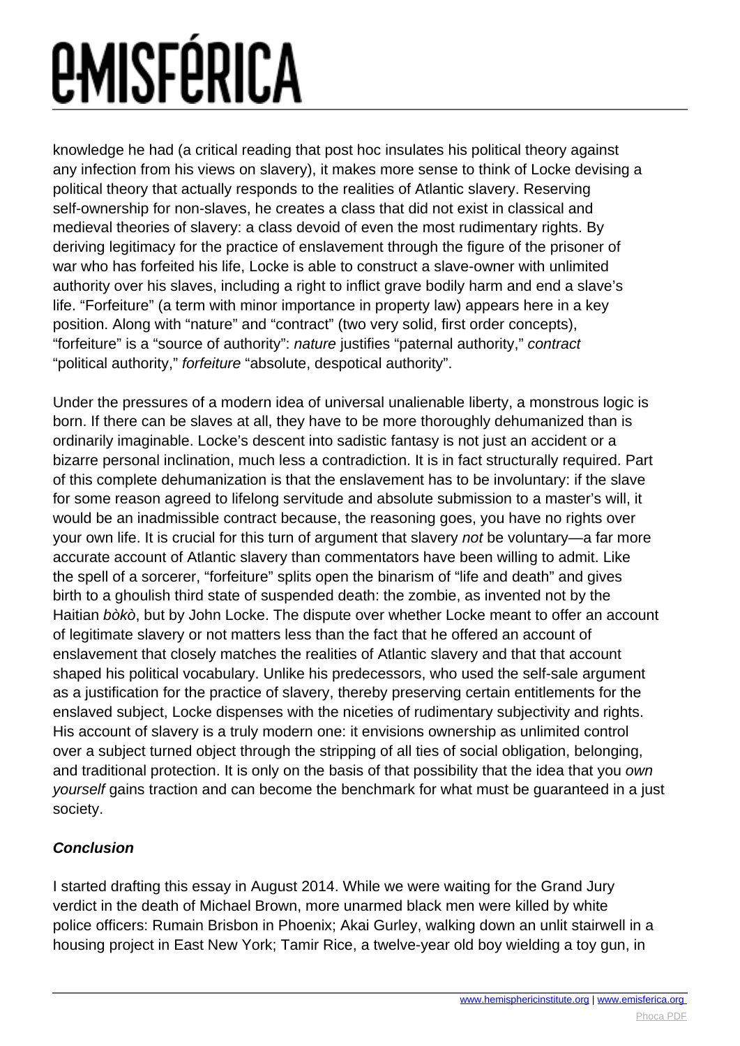knowledge he had (a critical reading that post hoc insulates his political theory against any infection from his views on slavery), it makes more sense to think of Locke devising a political theory that actually responds to the realities of Atlantic slavery. Reserving self-ownership for non-slaves, he creates a class that did not exist in classical and medieval theories of slavery: a class devoid of even the most rudimentary rights. By deriving legitimacy for the practice of enslavement through the figure of the prisoner of war who has forfeited his life, Locke is able to construct a slave-owner with unlimited authority over his slaves, including a right to inflict grave bodily harm and end a slave's life. "Forfeiture" (a term with minor importance in property law) appears here in a key position. Along with "nature" and "contract" (two very solid, first order concepts), "forfeiture" is a "source of authority": *nature* justifies "paternal authority," *contract* "political authority," *forfeiture* "absolute, despotical authority".

Under the pressures of a modern idea of universal unalienable liberty, a monstrous logic is born. If there can be slaves at all, they have to be more thoroughly dehumanized than is ordinarily imaginable. Locke's descent into sadistic fantasy is not just an accident or a bizarre personal inclination, much less a contradiction. It is in fact structurally required. Part of this complete dehumanization is that the enslavement has to be involuntary: if the slave for some reason agreed to lifelong servitude and absolute submission to a master's will, it would be an inadmissible contract because, the reasoning goes, you have no rights over your own life. It is crucial for this turn of argument that slavery *not* be voluntary—a far more accurate account of Atlantic slavery than commentators have been willing to admit. Like the spell of a sorcerer, "forfeiture" splits open the binarism of "life and death" and gives birth to a ghoulish third state of suspended death: the zombie, as invented not by the Haitian *bòkò*, but by John Locke. The dispute over whether Locke meant to offer an account of legitimate slavery or not matters less than the fact that he offered an account of enslavement that closely matches the realities of Atlantic slavery and that that account shaped his political vocabulary. Unlike his predecessors, who used the self-sale argument as a justification for the practice of slavery, thereby preserving certain entitlements for the enslaved subject, Locke dispenses with the niceties of rudimentary subjectivity and rights. His account of slavery is a truly modern one: it envisions ownership as unlimited control over a subject turned object through the stripping of all ties of social obligation, belonging, and traditional protection. It is only on the basis of that possibility that the idea that you *own yourself* gains traction and can become the benchmark for what must be guaranteed in a just society.

### ***Conclusion***

I started drafting this essay in August 2014. While we were waiting for the Grand Jury verdict in the death of Michael Brown, more unarmed black men were killed by white police officers: Rumain Brisbon in Phoenix; Akai Gurley, walking down an unlit stairwell in a housing project in East New York; Tamir Rice, a twelve-year old boy wielding a toy gun, in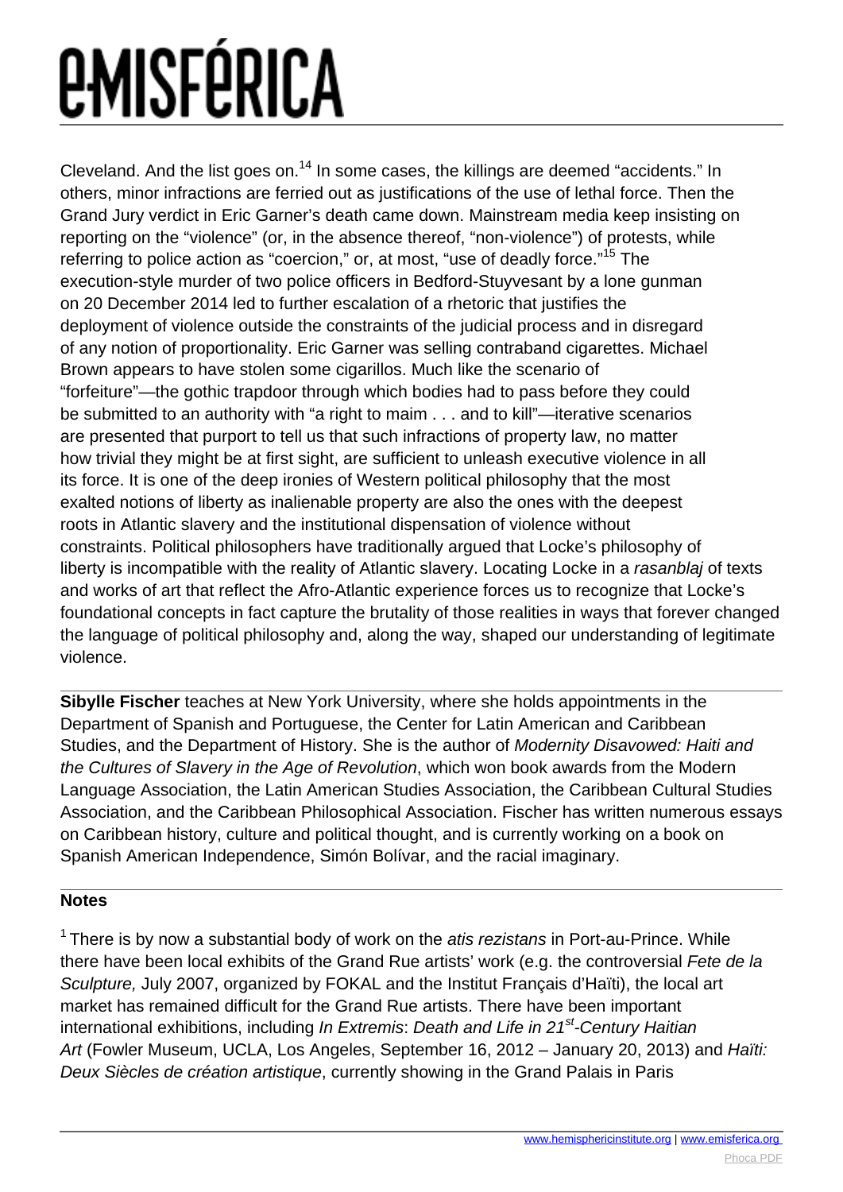Cleveland. And the list goes on.[14] In some cases, the killings are deemed "accidents." In others, minor infractions are ferried out as justifications of the use of lethal force. Then the Grand Jury verdict in Eric Garner's death came down. Mainstream media keep insisting on reporting on the "violence" (or, in the absence thereof, "non-violence") of protests, while referring to police action as "coercion," or, at most, "use of deadly force."[15] The execution-style murder of two police officers in Bedford-Stuyvesant by a lone gunman on 20 December 2014 led to further escalation of a rhetoric that justifies the deployment of violence outside the constraints of the judicial process and in disregard of any notion of proportionality. Eric Garner was selling contraband cigarettes. Michael Brown appears to have stolen some cigarillos. Much like the scenario of "forfeiture"—the gothic trapdoor through which bodies had to pass before they could be submitted to an authority with "a right to maim . . . and to kill"—iterative scenarios are presented that purport to tell us that such infractions of property law, no matter how trivial they might be at first sight, are sufficient to unleash executive violence in all its force. It is one of the deep ironies of Western political philosophy that the most exalted notions of liberty as inalienable property are also the ones with the deepest roots in Atlantic slavery and the institutional dispensation of violence without constraints. Political philosophers have traditionally argued that Locke's philosophy of liberty is incompatible with the reality of Atlantic slavery. Locating Locke in a *rasanblaj* of texts and works of art that reflect the Afro-Atlantic experience forces us to recognize that Locke's foundational concepts in fact capture the brutality of those realities in ways that forever changed the language of political philosophy and, along the way, shaped our understanding of legitimate violence.

---

**Sibylle Fischer** teaches at New York University, where she holds appointments in the Department of Spanish and Portuguese, the Center for Latin American and Caribbean Studies, and the Department of History. She is the author of *Modernity Disavowed: Haiti and the Cultures of Slavery in the Age of Revolution*, which won book awards from the Modern Language Association, the Latin American Studies Association, the Caribbean Cultural Studies Association, and the Caribbean Philosophical Association. Fischer has written numerous essays on Caribbean history, culture and political thought, and is currently working on a book on Spanish American Independence, Simón Bolívar, and the racial imaginary.

---

**Notes**

[1] There is by now a substantial body of work on the *atis rezistans* in Port-au-Prince. While there have been local exhibits of the Grand Rue artists' work (e.g. the controversial *Fete de la Sculpture,* July 2007, organized by FOKAL and the Institut Français d'Haïti), the local art market has remained difficult for the Grand Rue artists. There have been important international exhibitions, including *In Extremis*: *Death and Life in 21st-Century Haitian Art* (Fowler Museum, UCLA, Los Angeles, September 16, 2012 – January 20, 2013) and *Haïti: Deux Siècles de création artistique*, currently showing in the Grand Palais in Paris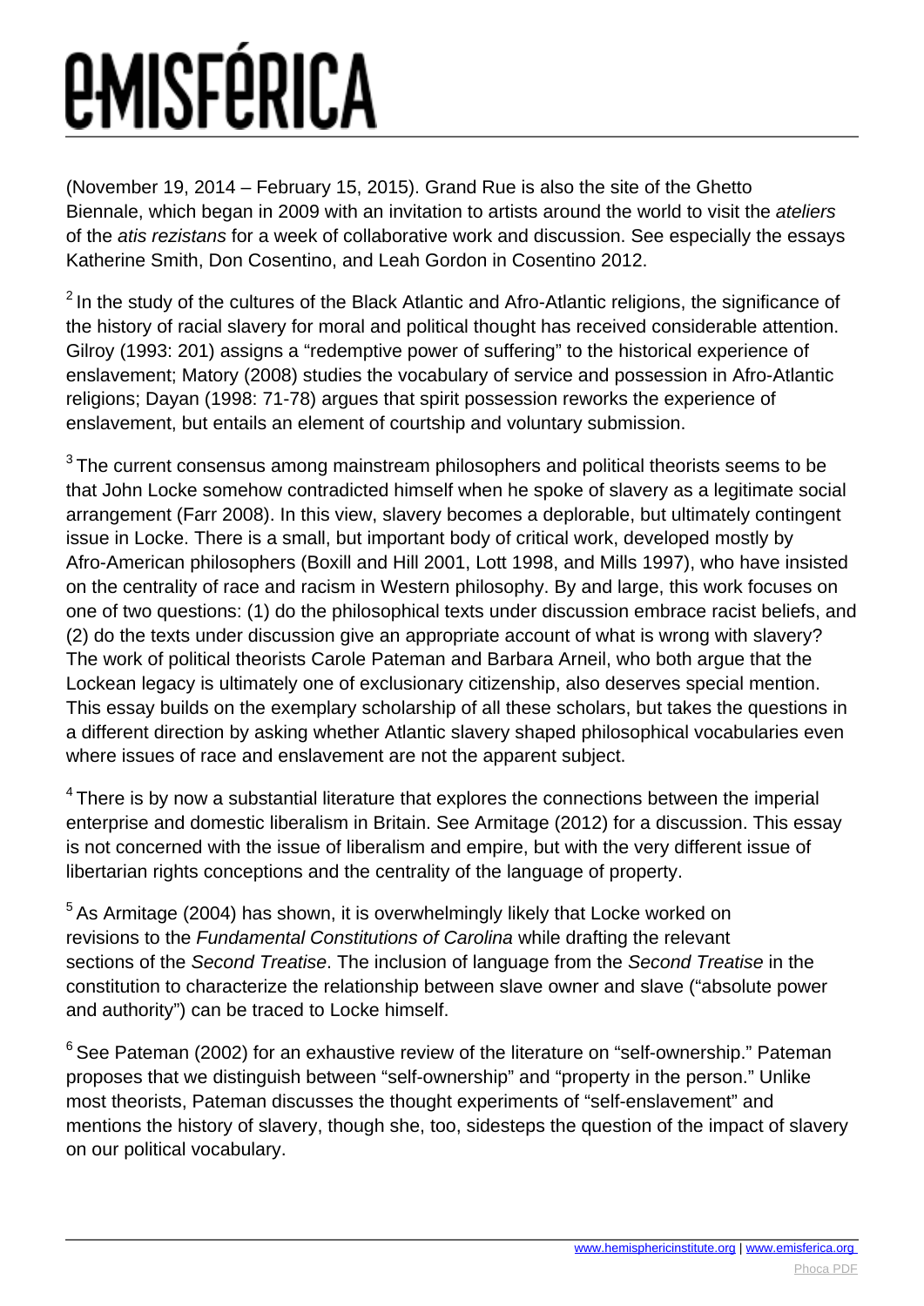(November 19, 2014 – February 15, 2015). Grand Rue is also the site of the Ghetto Biennale, which began in 2009 with an invitation to artists around the world to visit the *ateliers* of the *atis rezistans* for a week of collaborative work and discussion. See especially the essays Katherine Smith, Don Cosentino, and Leah Gordon in Cosentino 2012.

[2] In the study of the cultures of the Black Atlantic and Afro-Atlantic religions, the significance of the history of racial slavery for moral and political thought has received considerable attention. Gilroy (1993: 201) assigns a "redemptive power of suffering" to the historical experience of enslavement; Matory (2008) studies the vocabulary of service and possession in Afro-Atlantic religions; Dayan (1998: 71-78) argues that spirit possession reworks the experience of enslavement, but entails an element of courtship and voluntary submission.

[3] The current consensus among mainstream philosophers and political theorists seems to be that John Locke somehow contradicted himself when he spoke of slavery as a legitimate social arrangement (Farr 2008). In this view, slavery becomes a deplorable, but ultimately contingent issue in Locke. There is a small, but important body of critical work, developed mostly by Afro-American philosophers (Boxill and Hill 2001, Lott 1998, and Mills 1997), who have insisted on the centrality of race and racism in Western philosophy. By and large, this work focuses on one of two questions: (1) do the philosophical texts under discussion embrace racist beliefs, and (2) do the texts under discussion give an appropriate account of what is wrong with slavery? The work of political theorists Carole Pateman and Barbara Arneil, who both argue that the Lockean legacy is ultimately one of exclusionary citizenship, also deserves special mention. This essay builds on the exemplary scholarship of all these scholars, but takes the questions in a different direction by asking whether Atlantic slavery shaped philosophical vocabularies even where issues of race and enslavement are not the apparent subject.

[4] There is by now a substantial literature that explores the connections between the imperial enterprise and domestic liberalism in Britain. See Armitage (2012) for a discussion. This essay is not concerned with the issue of liberalism and empire, but with the very different issue of libertarian rights conceptions and the centrality of the language of property.

[5] As Armitage (2004) has shown, it is overwhelmingly likely that Locke worked on revisions to the *Fundamental Constitutions of Carolina* while drafting the relevant sections of the *Second Treatise*. The inclusion of language from the *Second Treatise* in the constitution to characterize the relationship between slave owner and slave ("absolute power and authority") can be traced to Locke himself.

[6] See Pateman (2002) for an exhaustive review of the literature on "self-ownership." Pateman proposes that we distinguish between "self-ownership" and "property in the person." Unlike most theorists, Pateman discusses the thought experiments of "self-enslavement" and mentions the history of slavery, though she, too, sidesteps the question of the impact of slavery on our political vocabulary.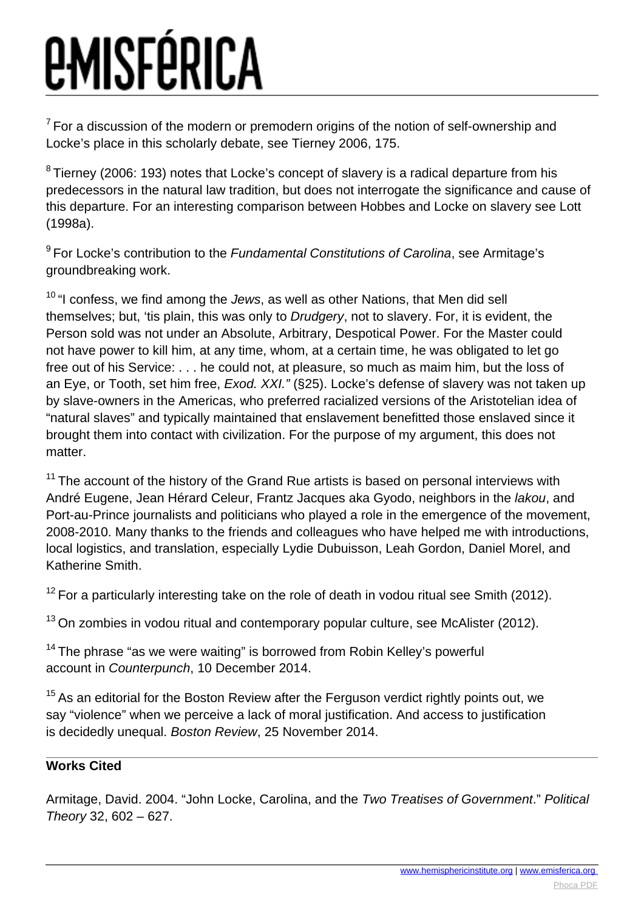[7] For a discussion of the modern or premodern origins of the notion of self-ownership and Locke's place in this scholarly debate, see Tierney 2006, 175.

[8] Tierney (2006: 193) notes that Locke's concept of slavery is a radical departure from his predecessors in the natural law tradition, but does not interrogate the significance and cause of this departure. For an interesting comparison between Hobbes and Locke on slavery see Lott (1998a).

[9] For Locke's contribution to the *Fundamental Constitutions of Carolina*, see Armitage's groundbreaking work.

[10] "I confess, we find among the *Jews*, as well as other Nations, that Men did sell themselves; but, 'tis plain, this was only to *Drudgery*, not to slavery. For, it is evident, the Person sold was not under an Absolute, Arbitrary, Despotical Power. For the Master could not have power to kill him, at any time, whom, at a certain time, he was obligated to let go free out of his Service: . . . he could not, at pleasure, so much as maim him, but the loss of an Eye, or Tooth, set him free, *Exod. XXI."* (§25). Locke's defense of slavery was not taken up by slave-owners in the Americas, who preferred racialized versions of the Aristotelian idea of "natural slaves" and typically maintained that enslavement benefitted those enslaved since it brought them into contact with civilization. For the purpose of my argument, this does not matter.

[11] The account of the history of the Grand Rue artists is based on personal interviews with André Eugene, Jean Hérard Celeur, Frantz Jacques aka Gyodo, neighbors in the *lakou*, and Port-au-Prince journalists and politicians who played a role in the emergence of the movement, 2008-2010. Many thanks to the friends and colleagues who have helped me with introductions, local logistics, and translation, especially Lydie Dubuisson, Leah Gordon, Daniel Morel, and Katherine Smith.

[12] For a particularly interesting take on the role of death in vodou ritual see Smith (2012).

[13] On zombies in vodou ritual and contemporary popular culture, see McAlister (2012).

[14] The phrase "as we were waiting" is borrowed from Robin Kelley's powerful account in *Counterpunch*, 10 December 2014.

[15] As an editorial for the Boston Review after the Ferguson verdict rightly points out, we say "violence" when we perceive a lack of moral justification. And access to justification is decidedly unequal. *Boston Review*, 25 November 2014.

## Works Cited

Armitage, David. 2004. "John Locke, Carolina, and the *Two Treatises of Government*." *Political Theory* 32, 602 – 627.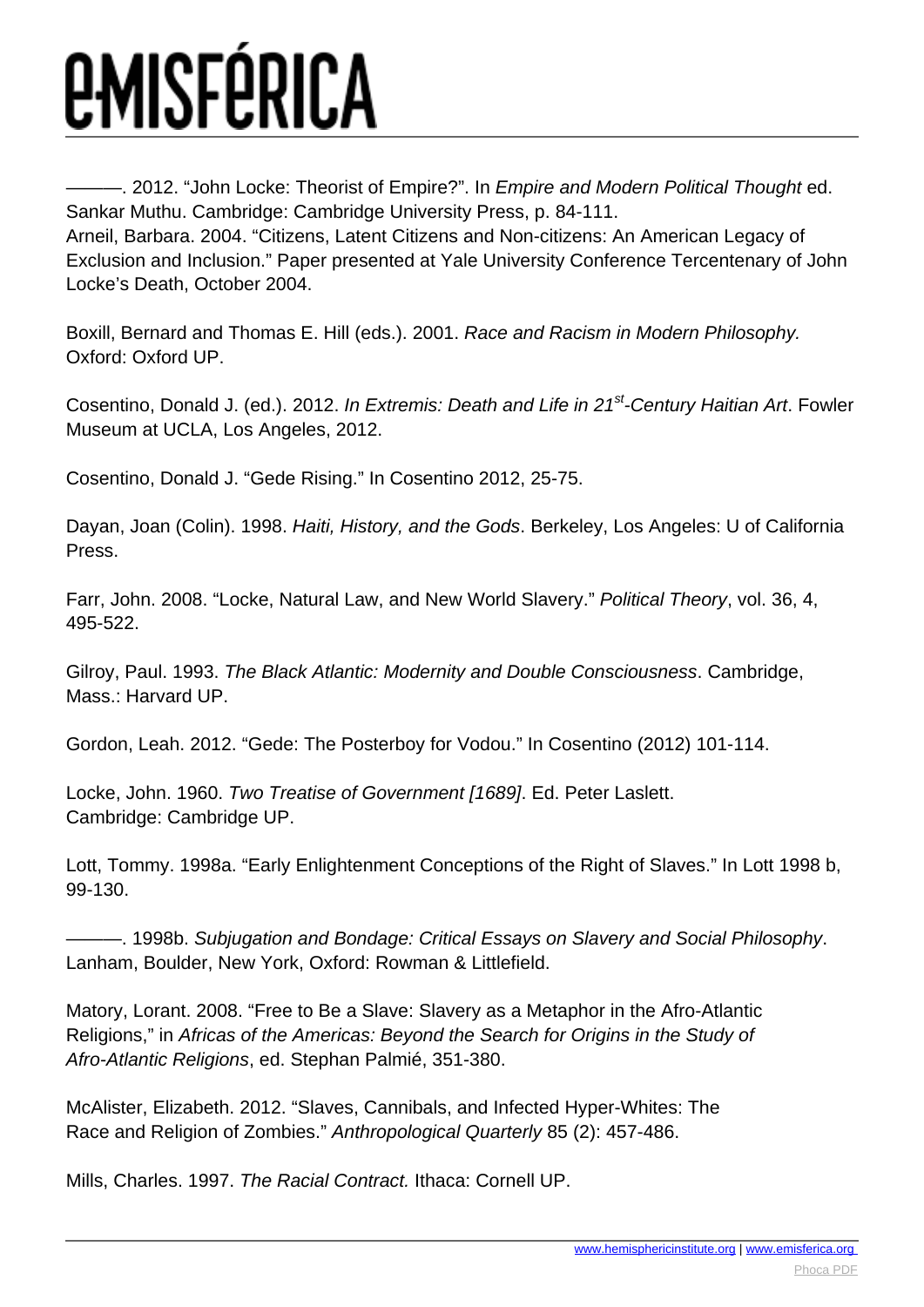———. 2012. “John Locke: Theorist of Empire?”. In *Empire and Modern Political Thought* ed. Sankar Muthu. Cambridge: Cambridge University Press, p. 84-111.
Arneil, Barbara. 2004. “Citizens, Latent Citizens and Non-citizens: An American Legacy of Exclusion and Inclusion.” Paper presented at Yale University Conference Tercentenary of John Locke’s Death, October 2004.

Boxill, Bernard and Thomas E. Hill (eds.). 2001. *Race and Racism in Modern Philosophy.* Oxford: Oxford UP.

Cosentino, Donald J. (ed.). 2012. *In Extremis: Death and Life in 21st-Century Haitian Art*. Fowler Museum at UCLA, Los Angeles, 2012.

Cosentino, Donald J. “Gede Rising.” In Cosentino 2012, 25-75.

Dayan, Joan (Colin). 1998. *Haiti, History, and the Gods*. Berkeley, Los Angeles: U of California Press.

Farr, John. 2008. “Locke, Natural Law, and New World Slavery.” *Political Theory*, vol. 36, 4, 495-522.

Gilroy, Paul. 1993. *The Black Atlantic: Modernity and Double Consciousness*. Cambridge, Mass.: Harvard UP.

Gordon, Leah. 2012. “Gede: The Posterboy for Vodou.” In Cosentino (2012) 101-114.

Locke, John. 1960. *Two Treatise of Government [1689]*. Ed. Peter Laslett. Cambridge: Cambridge UP.

Lott, Tommy. 1998a. “Early Enlightenment Conceptions of the Right of Slaves.” In Lott 1998 b, 99-130.

———. 1998b. *Subjugation and Bondage: Critical Essays on Slavery and Social Philosophy*. Lanham, Boulder, New York, Oxford: Rowman & Littlefield.

Matory, Lorant. 2008. “Free to Be a Slave: Slavery as a Metaphor in the Afro-Atlantic Religions,” in *Africas of the Americas: Beyond the Search for Origins in the Study of Afro-Atlantic Religions*, ed. Stephan Palmié, 351-380.

McAlister, Elizabeth. 2012. “Slaves, Cannibals, and Infected Hyper-Whites: The Race and Religion of Zombies.” *Anthropological Quarterly* 85 (2): 457-486.

Mills, Charles. 1997. *The Racial Contract.* Ithaca: Cornell UP.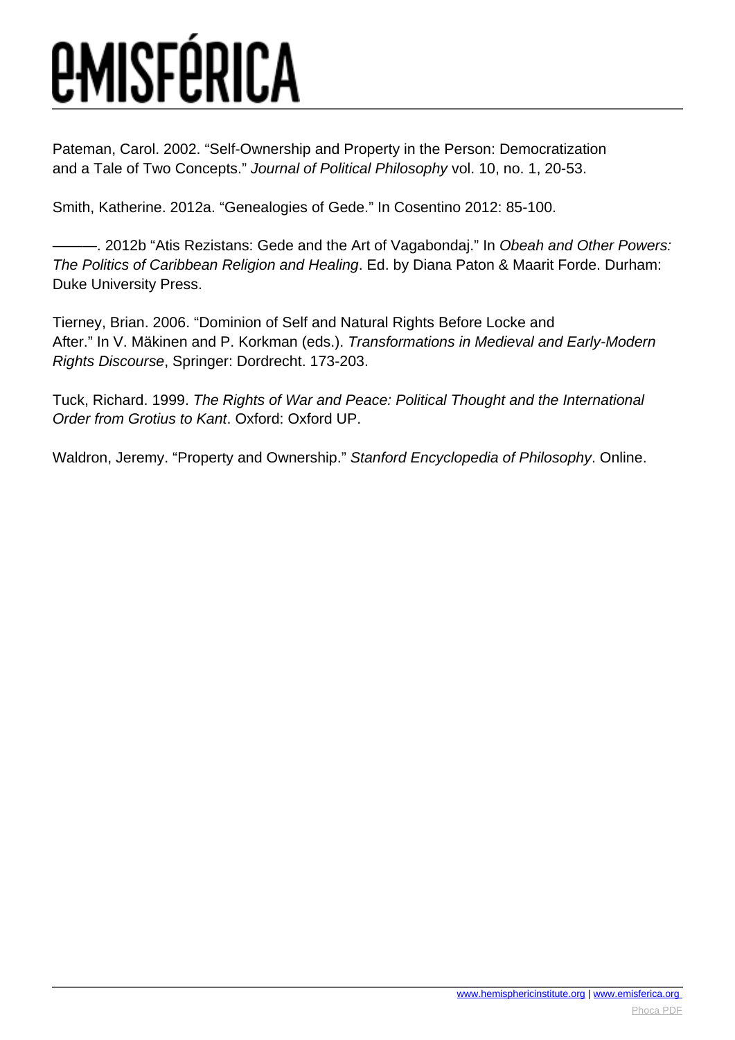Pateman, Carol. 2002. "Self-Ownership and Property in the Person: Democratization and a Tale of Two Concepts." *Journal of Political Philosophy* vol. 10, no. 1, 20-53.

Smith, Katherine. 2012a. "Genealogies of Gede." In Cosentino 2012: 85-100.

———. 2012b "Atis Rezistans: Gede and the Art of Vagabondaj." In *Obeah and Other Powers: The Politics of Caribbean Religion and Healing*. Ed. by Diana Paton & Maarit Forde. Durham: Duke University Press.

Tierney, Brian. 2006. "Dominion of Self and Natural Rights Before Locke and After." In V. Mäkinen and P. Korkman (eds.). *Transformations in Medieval and Early-Modern Rights Discourse*, Springer: Dordrecht. 173-203.

Tuck, Richard. 1999. *The Rights of War and Peace: Political Thought and the International Order from Grotius to Kant*. Oxford: Oxford UP.

Waldron, Jeremy. "Property and Ownership." *Stanford Encyclopedia of Philosophy*. Online.